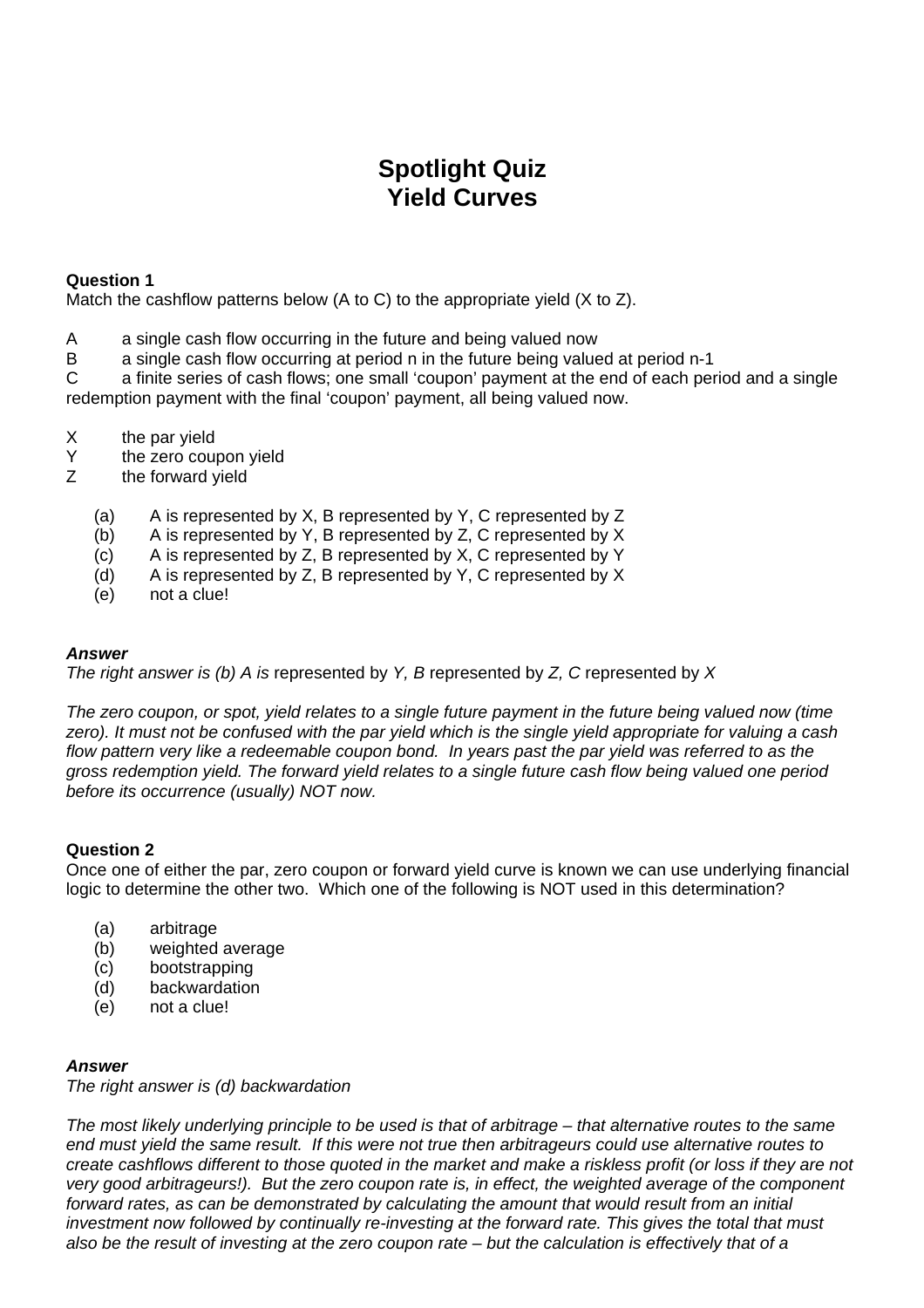# Spotlight Quiz
# Yield Curves

**Question 1**
Match the cashflow patterns below (A to C) to the appropriate yield (X to Z).

A a single cash flow occurring in the future and being valued now
B a single cash flow occurring at period n in the future being valued at period n-1
C a finite series of cash flows; one small 'coupon' payment at the end of each period and a single redemption payment with the final 'coupon' payment, all being valued now.

X the par yield
Y the zero coupon yield
Z the forward yield

(a) A is represented by X, B represented by Y, C represented by Z
(b) A is represented by Y, B represented by Z, C represented by X
(c) A is represented by Z, B represented by X, C represented by Y
(d) A is represented by Z, B represented by Y, C represented by X
(e) not a clue!

***Answer***
*The right answer is (b) A is* represented by *Y, B* represented by *Z, C* represented by *X*

*The zero coupon, or spot, yield relates to a single future payment in the future being valued now (time zero). It must not be confused with the par yield which is the single yield appropriate for valuing a cash flow pattern very like a redeemable coupon bond. In years past the par yield was referred to as the gross redemption yield. The forward yield relates to a single future cash flow being valued one period before its occurrence (usually) NOT now.*

**Question 2**
Once one of either the par, zero coupon or forward yield curve is known we can use underlying financial logic to determine the other two. Which one of the following is NOT used in this determination?

(a) arbitrage
(b) weighted average
(c) bootstrapping
(d) backwardation
(e) not a clue!

***Answer***
*The right answer is (d) backwardation*

*The most likely underlying principle to be used is that of arbitrage – that alternative routes to the same end must yield the same result. If this were not true then arbitrageurs could use alternative routes to create cashflows different to those quoted in the market and make a riskless profit (or loss if they are not very good arbitrageurs!). But the zero coupon rate is, in effect, the weighted average of the component forward rates, as can be demonstrated by calculating the amount that would result from an initial investment now followed by continually re-investing at the forward rate. This gives the total that must also be the result of investing at the zero coupon rate – but the calculation is effectively that of a*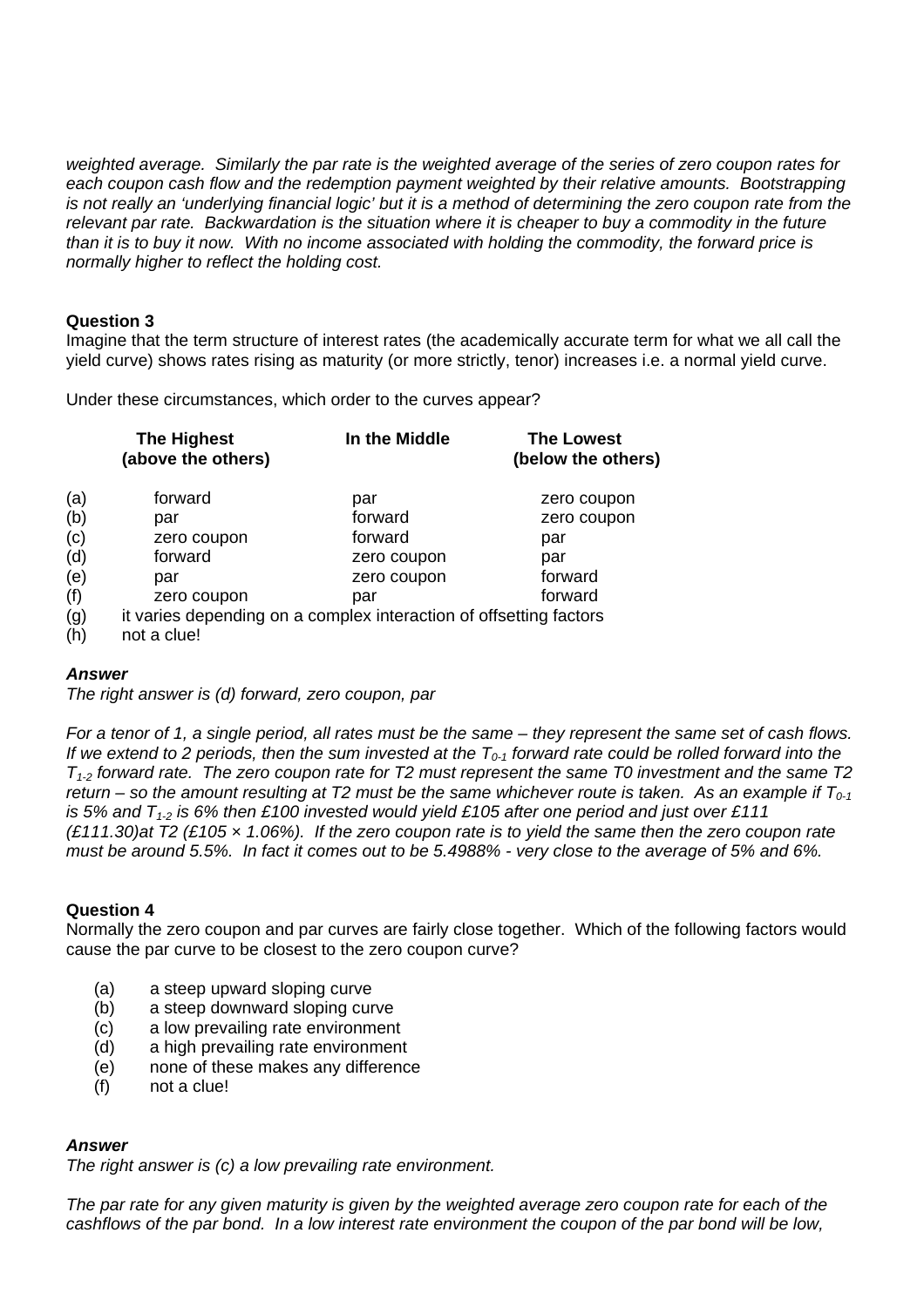*weighted average. Similarly the par rate is the weighted average of the series of zero coupon rates for each coupon cash flow and the redemption payment weighted by their relative amounts. Bootstrapping is not really an 'underlying financial logic' but it is a method of determining the zero coupon rate from the relevant par rate. Backwardation is the situation where it is cheaper to buy a commodity in the future than it is to buy it now. With no income associated with holding the commodity, the forward price is normally higher to reflect the holding cost.*

**Question 3**

Imagine that the term structure of interest rates (the academically accurate term for what we all call the yield curve) shows rates rising as maturity (or more strictly, tenor) increases i.e. a normal yield curve.

Under these circumstances, which order to the curves appear?

| | **The Highest (above the others)** | **In the Middle** | **The Lowest (below the others)** |
|---|---|---|---|
| (a) | forward | par | zero coupon |
| (b) | par | forward | zero coupon |
| (c) | zero coupon | forward | par |
| (d) | forward | zero coupon | par |
| (e) | par | zero coupon | forward |
| (f) | zero coupon | par | forward |
| (g) | it varies depending on a complex interaction of offsetting factors | | |
| (h) | not a clue! | | |

***Answer***

*The right answer is (d) forward, zero coupon, par*

*For a tenor of 1, a single period, all rates must be the same – they represent the same set of cash flows. If we extend to 2 periods, then the sum invested at the $T_{0\text{-}1}$ forward rate could be rolled forward into the $T_{1\text{-}2}$ forward rate. The zero coupon rate for T2 must represent the same T0 investment and the same T2 return – so the amount resulting at T2 must be the same whichever route is taken. As an example if $T_{0\text{-}1}$ is 5% and $T_{1\text{-}2}$ is 6% then £100 invested would yield £105 after one period and just over £111 (£111.30)at T2 (£105 × 1.06%). If the zero coupon rate is to yield the same then the zero coupon rate must be around 5.5%. In fact it comes out to be 5.4988% - very close to the average of 5% and 6%.*

**Question 4**

Normally the zero coupon and par curves are fairly close together. Which of the following factors would cause the par curve to be closest to the zero coupon curve?

- (a) a steep upward sloping curve
- (b) a steep downward sloping curve
- (c) a low prevailing rate environment
- (d) a high prevailing rate environment
- (e) none of these makes any difference
- (f) not a clue!

***Answer***

*The right answer is (c) a low prevailing rate environment.*

*The par rate for any given maturity is given by the weighted average zero coupon rate for each of the cashflows of the par bond. In a low interest rate environment the coupon of the par bond will be low,*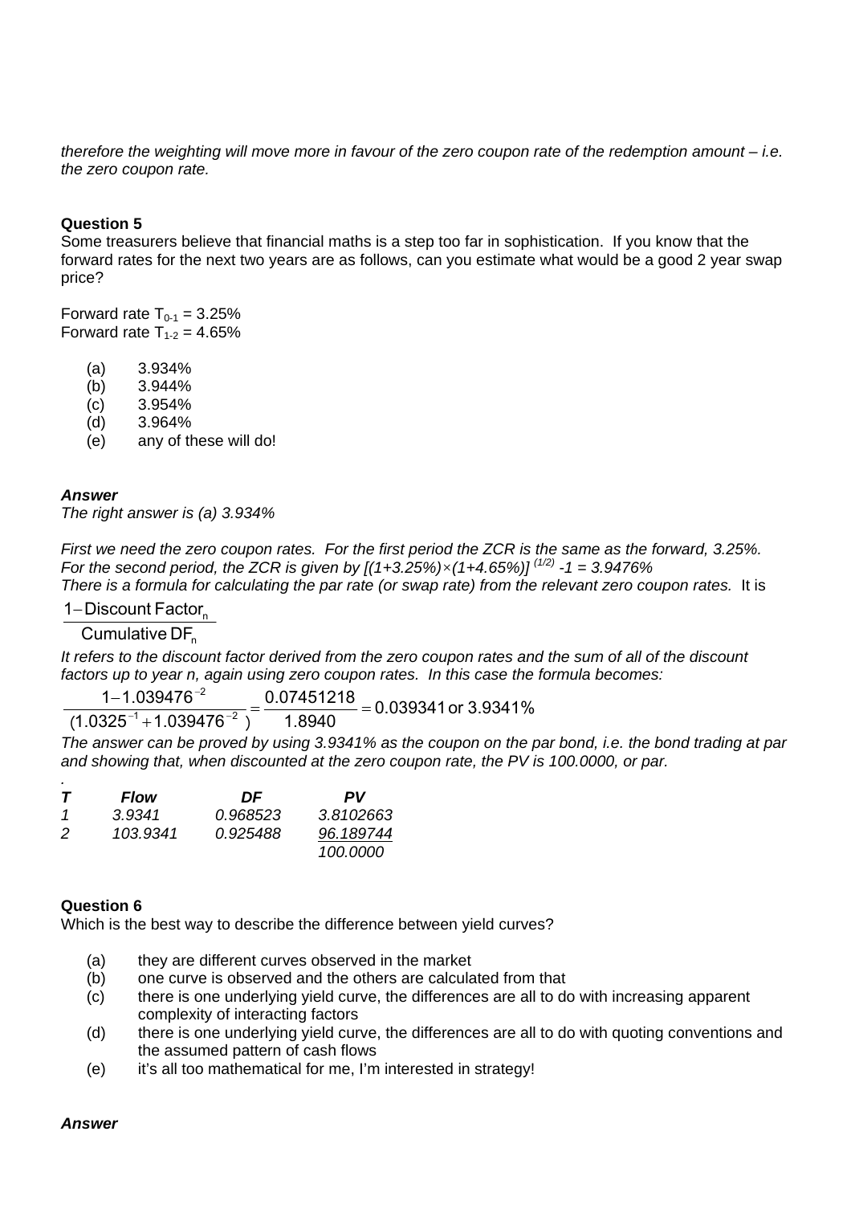*therefore the weighting will move more in favour of the zero coupon rate of the redemption amount – i.e. the zero coupon rate.*

**Question 5**

Some treasurers believe that financial maths is a step too far in sophistication. If you know that the forward rates for the next two years are as follows, can you estimate what would be a good 2 year swap price?

Forward rate $T_{0\text{-}1}$ = 3.25%
Forward rate $T_{1\text{-}2}$ = 4.65%

- (a) 3.934%
- (b) 3.944%
- (c) 3.954%
- (d) 3.964%
- (e) any of these will do!

***Answer***

*The right answer is (a) 3.934%*

*First we need the zero coupon rates. For the first period the ZCR is the same as the forward, 3.25%. For the second period, the ZCR is given by* $[(1+3.25\%)\times(1+4.65\%)]^{(1/2)} - 1 = 3.9476\%$

*There is a formula for calculating the par rate (or swap rate) from the relevant zero coupon rates.* It is

$$\frac{1 - \text{Discount Factor}_n}{\text{Cumulative DF}_n}$$

*It refers to the discount factor derived from the zero coupon rates and the sum of all of the discount factors up to year n, again using zero coupon rates. In this case the formula becomes:*

$$\frac{1 - 1.039476^{-2}}{(1.0325^{-1} + 1.039476^{-2})} = \frac{0.07451218}{1.8940} = 0.039341 \text{ or } 3.9341\%$$

*The answer can be proved by using 3.9341% as the coupon on the par bond, i.e. the bond trading at par and showing that, when discounted at the zero coupon rate, the PV is 100.0000, or par.*

.

| *T* | *Flow* | *DF* | *PV* |
|---|---|---|---|
| *1* | *3.9341* | *0.968523* | *3.8102663* |
| *2* | *103.9341* | *0.925488* | *96.189744* |
| | | | *100.0000* |

**Question 6**

Which is the best way to describe the difference between yield curves?

- (a) they are different curves observed in the market
- (b) one curve is observed and the others are calculated from that
- (c) there is one underlying yield curve, the differences are all to do with increasing apparent complexity of interacting factors
- (d) there is one underlying yield curve, the differences are all to do with quoting conventions and the assumed pattern of cash flows
- (e) it's all too mathematical for me, I'm interested in strategy!

***Answer***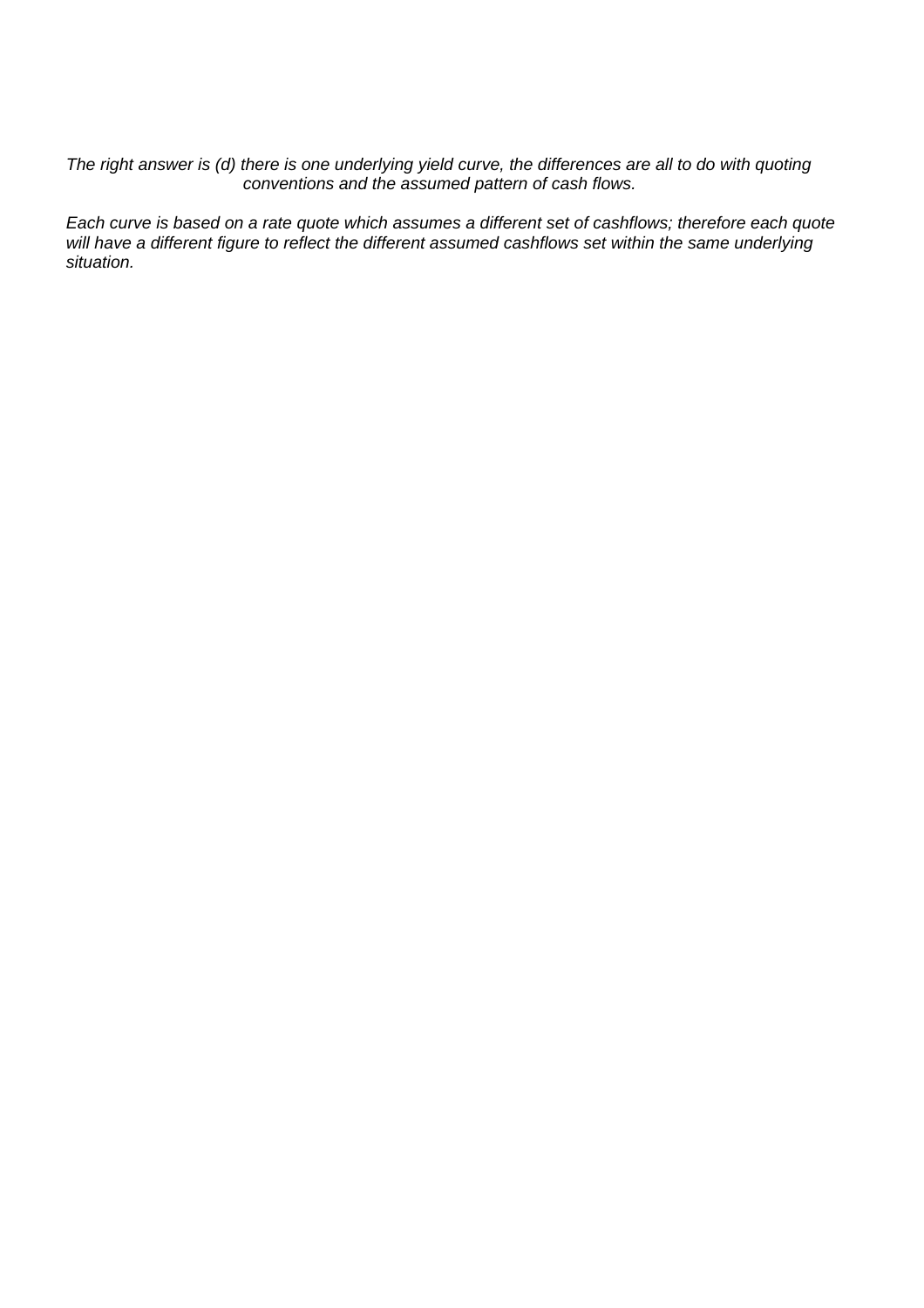*The right answer is (d) there is one underlying yield curve, the differences are all to do with quoting conventions and the assumed pattern of cash flows.*

*Each curve is based on a rate quote which assumes a different set of cashflows; therefore each quote will have a different figure to reflect the different assumed cashflows set within the same underlying situation.*